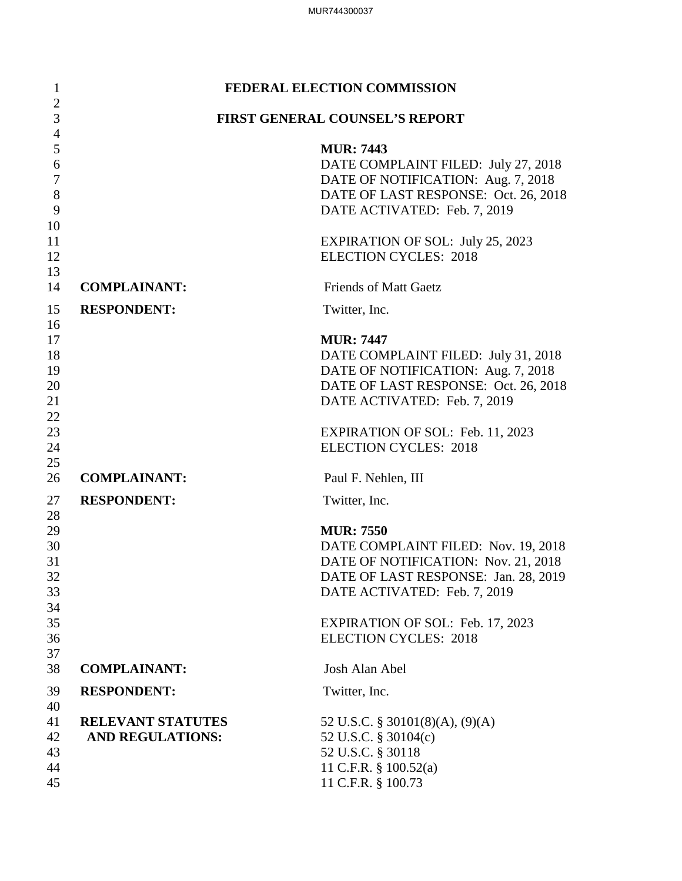**FEDERAL ELECTION COMMISSION**

**FIRST GENERAL COUNSEL'S REPORT**

**MUR: 7443**
DATE COMPLAINT FILED: July 27, 2018
DATE OF NOTIFICATION: Aug. 7, 2018
DATE OF LAST RESPONSE: Oct. 26, 2018
DATE ACTIVATED: Feb. 7, 2019

EXPIRATION OF SOL: July 25, 2023
ELECTION CYCLES: 2018

**COMPLAINANT:** Friends of Matt Gaetz

**RESPONDENT:** Twitter, Inc.

**MUR: 7447**
DATE COMPLAINT FILED: July 31, 2018
DATE OF NOTIFICATION: Aug. 7, 2018
DATE OF LAST RESPONSE: Oct. 26, 2018
DATE ACTIVATED: Feb. 7, 2019

EXPIRATION OF SOL: Feb. 11, 2023
ELECTION CYCLES: 2018

**COMPLAINANT:** Paul F. Nehlen, III

**RESPONDENT:** Twitter, Inc.

**MUR: 7550**
DATE COMPLAINT FILED: Nov. 19, 2018
DATE OF NOTIFICATION: Nov. 21, 2018
DATE OF LAST RESPONSE: Jan. 28, 2019
DATE ACTIVATED: Feb. 7, 2019

EXPIRATION OF SOL: Feb. 17, 2023
ELECTION CYCLES: 2018

**COMPLAINANT:** Josh Alan Abel

**RESPONDENT:** Twitter, Inc.

**RELEVANT STATUTES AND REGULATIONS:**
52 U.S.C. § 30101(8)(A), (9)(A)
52 U.S.C. § 30104(c)
52 U.S.C. § 30118
11 C.F.R. § 100.52(a)
11 C.F.R. § 100.73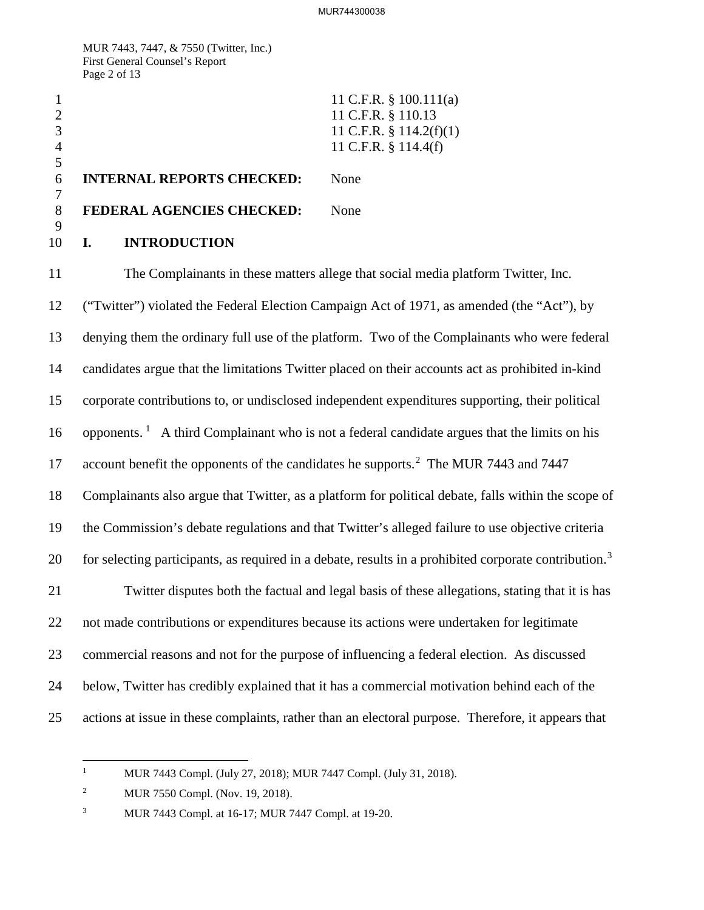11 C.F.R. § 100.111(a)
11 C.F.R. § 110.13
11 C.F.R. § 114.2(f)(1)
11 C.F.R. § 114.4(f)

**INTERNAL REPORTS CHECKED:** None

**FEDERAL AGENCIES CHECKED:** None

## I. INTRODUCTION

The Complainants in these matters allege that social media platform Twitter, Inc. ("Twitter") violated the Federal Election Campaign Act of 1971, as amended (the "Act"), by denying them the ordinary full use of the platform. Two of the Complainants who were federal candidates argue that the limitations Twitter placed on their accounts act as prohibited in-kind corporate contributions to, or undisclosed independent expenditures supporting, their political opponents.[1] A third Complainant who is not a federal candidate argues that the limits on his account benefit the opponents of the candidates he supports.[2] The MUR 7443 and 7447 Complainants also argue that Twitter, as a platform for political debate, falls within the scope of the Commission's debate regulations and that Twitter's alleged failure to use objective criteria for selecting participants, as required in a debate, results in a prohibited corporate contribution.[3]

Twitter disputes both the factual and legal basis of these allegations, stating that it is has not made contributions or expenditures because its actions were undertaken for legitimate commercial reasons and not for the purpose of influencing a federal election. As discussed below, Twitter has credibly explained that it has a commercial motivation behind each of the actions at issue in these complaints, rather than an electoral purpose. Therefore, it appears that

---

[1] MUR 7443 Compl. (July 27, 2018); MUR 7447 Compl. (July 31, 2018).

[2] MUR 7550 Compl. (Nov. 19, 2018).

[3] MUR 7443 Compl. at 16-17; MUR 7447 Compl. at 19-20.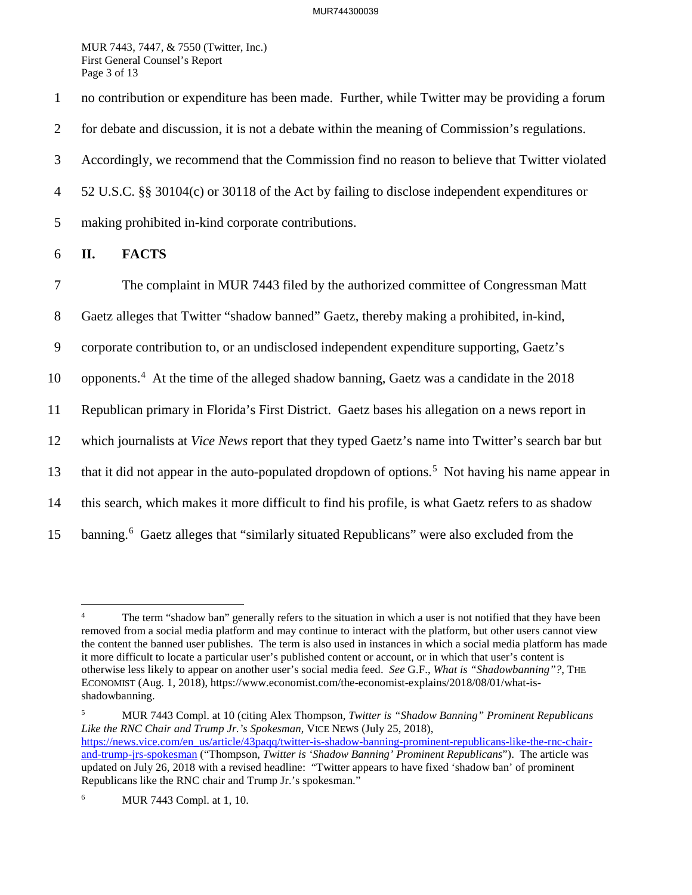no contribution or expenditure has been made. Further, while Twitter may be providing a forum for debate and discussion, it is not a debate within the meaning of Commission's regulations. Accordingly, we recommend that the Commission find no reason to believe that Twitter violated 52 U.S.C. §§ 30104(c) or 30118 of the Act by failing to disclose independent expenditures or making prohibited in-kind corporate contributions.

## II. FACTS

The complaint in MUR 7443 filed by the authorized committee of Congressman Matt Gaetz alleges that Twitter "shadow banned" Gaetz, thereby making a prohibited, in-kind, corporate contribution to, or an undisclosed independent expenditure supporting, Gaetz's opponents.[4] At the time of the alleged shadow banning, Gaetz was a candidate in the 2018 Republican primary in Florida's First District. Gaetz bases his allegation on a news report in which journalists at *Vice News* report that they typed Gaetz's name into Twitter's search bar but that it did not appear in the auto-populated dropdown of options.[5] Not having his name appear in this search, which makes it more difficult to find his profile, is what Gaetz refers to as shadow banning.[6] Gaetz alleges that "similarly situated Republicans" were also excluded from the

---

[4] The term "shadow ban" generally refers to the situation in which a user is not notified that they have been removed from a social media platform and may continue to interact with the platform, but other users cannot view the content the banned user publishes. The term is also used in instances in which a social media platform has made it more difficult to locate a particular user's published content or account, or in which that user's content is otherwise less likely to appear on another user's social media feed. *See* G.F., *What is "Shadowbanning"?*, THE ECONOMIST (Aug. 1, 2018), https://www.economist.com/the-economist-explains/2018/08/01/what-is-shadowbanning.

[5] MUR 7443 Compl. at 10 (citing Alex Thompson, *Twitter is "Shadow Banning" Prominent Republicans Like the RNC Chair and Trump Jr.'s Spokesman*, VICE NEWS (July 25, 2018), https://news.vice.com/en_us/article/43paqq/twitter-is-shadow-banning-prominent-republicans-like-the-rnc-chair-and-trump-jrs-spokesman ("Thompson, *Twitter is 'Shadow Banning' Prominent Republicans*"). The article was updated on July 26, 2018 with a revised headline: "Twitter appears to have fixed 'shadow ban' of prominent Republicans like the RNC chair and Trump Jr.'s spokesman."

[6] MUR 7443 Compl. at 1, 10.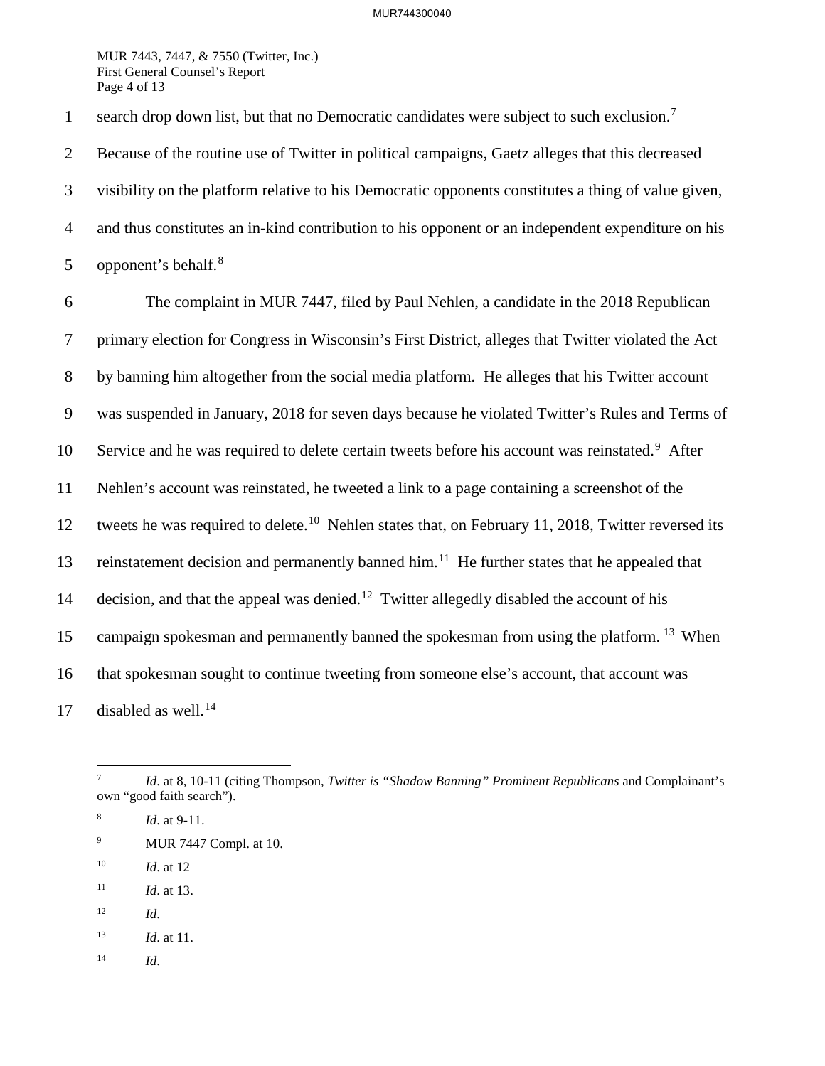search drop down list, but that no Democratic candidates were subject to such exclusion.[7] Because of the routine use of Twitter in political campaigns, Gaetz alleges that this decreased visibility on the platform relative to his Democratic opponents constitutes a thing of value given, and thus constitutes an in-kind contribution to his opponent or an independent expenditure on his opponent's behalf.[8]

The complaint in MUR 7447, filed by Paul Nehlen, a candidate in the 2018 Republican primary election for Congress in Wisconsin's First District, alleges that Twitter violated the Act by banning him altogether from the social media platform. He alleges that his Twitter account was suspended in January, 2018 for seven days because he violated Twitter's Rules and Terms of Service and he was required to delete certain tweets before his account was reinstated.[9] After Nehlen's account was reinstated, he tweeted a link to a page containing a screenshot of the tweets he was required to delete.[10] Nehlen states that, on February 11, 2018, Twitter reversed its reinstatement decision and permanently banned him.[11] He further states that he appealed that decision, and that the appeal was denied.[12] Twitter allegedly disabled the account of his campaign spokesman and permanently banned the spokesman from using the platform.[13] When that spokesman sought to continue tweeting from someone else's account, that account was disabled as well.[14]

---

[7] *Id*. at 8, 10-11 (citing Thompson, *Twitter is "Shadow Banning" Prominent Republicans* and Complainant's own "good faith search").

[8] *Id*. at 9-11.

[9] MUR 7447 Compl. at 10.

[10] *Id*. at 12

[11] *Id*. at 13.

[12] *Id*.

[13] *Id*. at 11.

[14] *Id*.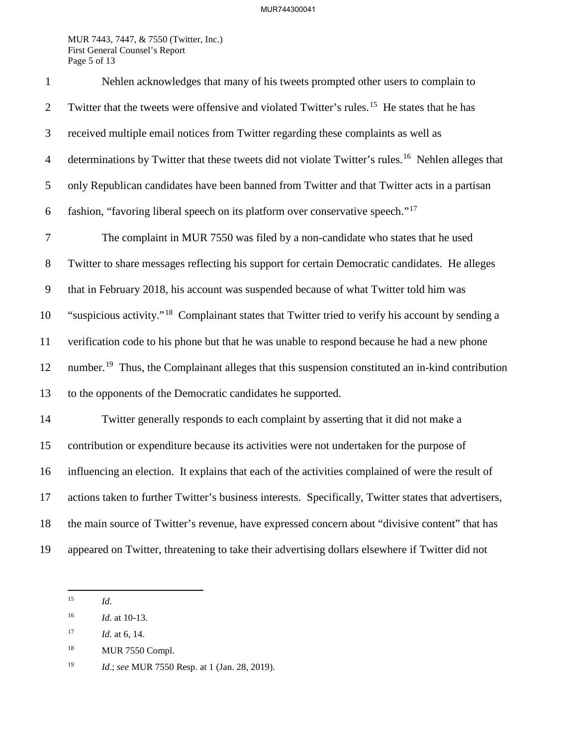Nehlen acknowledges that many of his tweets prompted other users to complain to Twitter that the tweets were offensive and violated Twitter's rules.[15] He states that he has received multiple email notices from Twitter regarding these complaints as well as determinations by Twitter that these tweets did not violate Twitter's rules.[16] Nehlen alleges that only Republican candidates have been banned from Twitter and that Twitter acts in a partisan fashion, "favoring liberal speech on its platform over conservative speech."[17]

The complaint in MUR 7550 was filed by a non-candidate who states that he used Twitter to share messages reflecting his support for certain Democratic candidates. He alleges that in February 2018, his account was suspended because of what Twitter told him was "suspicious activity."[18] Complainant states that Twitter tried to verify his account by sending a verification code to his phone but that he was unable to respond because he had a new phone number.[19] Thus, the Complainant alleges that this suspension constituted an in-kind contribution to the opponents of the Democratic candidates he supported.

Twitter generally responds to each complaint by asserting that it did not make a contribution or expenditure because its activities were not undertaken for the purpose of influencing an election. It explains that each of the activities complained of were the result of actions taken to further Twitter's business interests. Specifically, Twitter states that advertisers, the main source of Twitter's revenue, have expressed concern about "divisive content" that has appeared on Twitter, threatening to take their advertising dollars elsewhere if Twitter did not

---

[15] *Id*.

[16] *Id*. at 10-13.

[17] *Id*. at 6, 14.

[18] MUR 7550 Compl.

[19] *Id*.; *see* MUR 7550 Resp. at 1 (Jan. 28, 2019).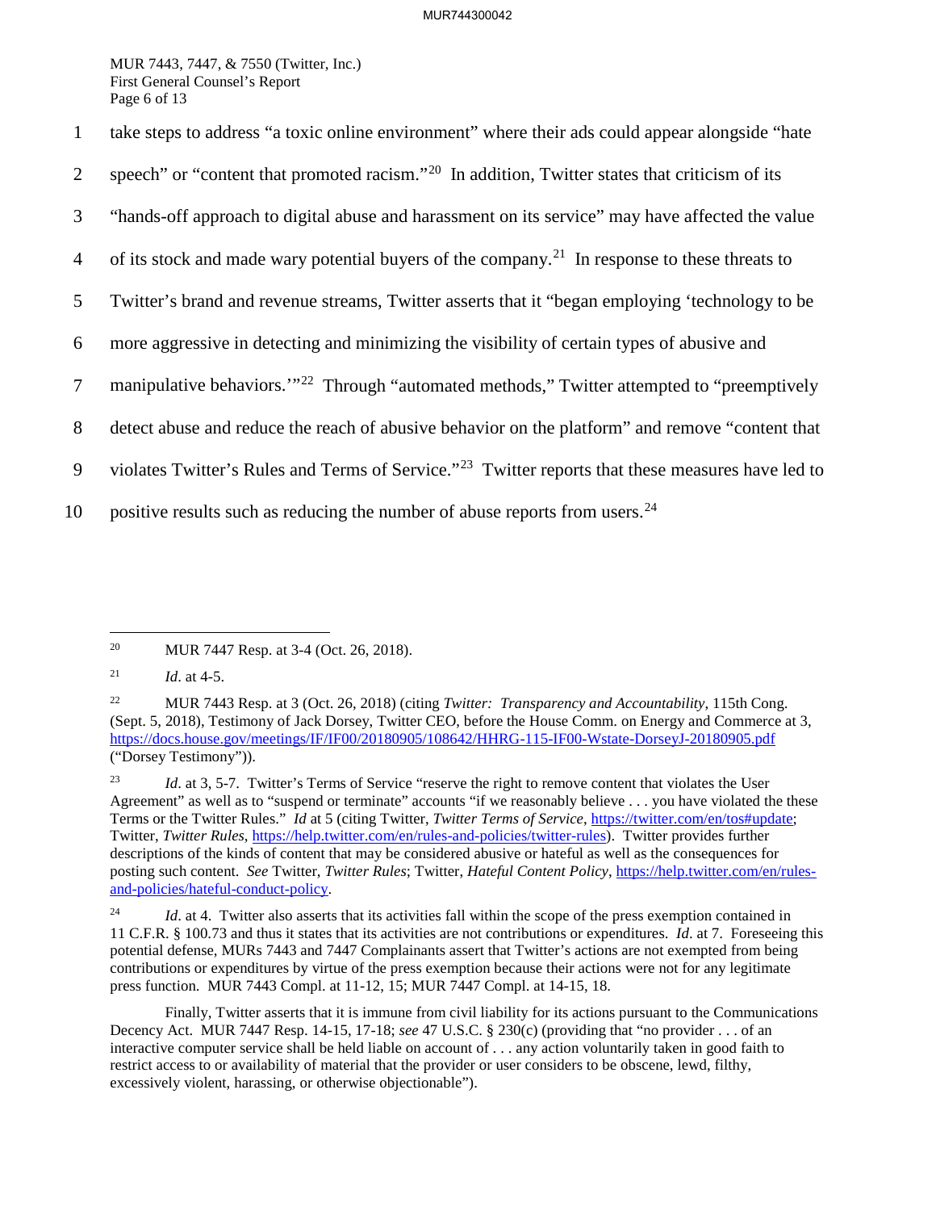take steps to address "a toxic online environment" where their ads could appear alongside "hate speech" or "content that promoted racism."[20] In addition, Twitter states that criticism of its "hands-off approach to digital abuse and harassment on its service" may have affected the value of its stock and made wary potential buyers of the company.[21] In response to these threats to Twitter's brand and revenue streams, Twitter asserts that it "began employing 'technology to be more aggressive in detecting and minimizing the visibility of certain types of abusive and manipulative behaviors.'"[22] Through "automated methods," Twitter attempted to "preemptively detect abuse and reduce the reach of abusive behavior on the platform" and remove "content that violates Twitter's Rules and Terms of Service."[23] Twitter reports that these measures have led to positive results such as reducing the number of abuse reports from users.[24]

---

[20] MUR 7447 Resp. at 3-4 (Oct. 26, 2018).

[21] *Id*. at 4-5.

[22] MUR 7443 Resp. at 3 (Oct. 26, 2018) (citing *Twitter: Transparency and Accountability*, 115th Cong. (Sept. 5, 2018), Testimony of Jack Dorsey, Twitter CEO, before the House Comm. on Energy and Commerce at 3, https://docs.house.gov/meetings/IF/IF00/20180905/108642/HHRG-115-IF00-Wstate-DorseyJ-20180905.pdf ("Dorsey Testimony")).

[23] *Id*. at 3, 5-7. Twitter's Terms of Service "reserve the right to remove content that violates the User Agreement" as well as to "suspend or terminate" accounts "if we reasonably believe . . . you have violated the these Terms or the Twitter Rules." *Id* at 5 (citing Twitter, *Twitter Terms of Service*, https://twitter.com/en/tos#update; Twitter, *Twitter Rules*, https://help.twitter.com/en/rules-and-policies/twitter-rules). Twitter provides further descriptions of the kinds of content that may be considered abusive or hateful as well as the consequences for posting such content. *See* Twitter, *Twitter Rules*; Twitter, *Hateful Content Policy*, https://help.twitter.com/en/rules-and-policies/hateful-conduct-policy.

[24] *Id*. at 4. Twitter also asserts that its activities fall within the scope of the press exemption contained in 11 C.F.R. § 100.73 and thus it states that its activities are not contributions or expenditures. *Id*. at 7. Foreseeing this potential defense, MURs 7443 and 7447 Complainants assert that Twitter's actions are not exempted from being contributions or expenditures by virtue of the press exemption because their actions were not for any legitimate press function. MUR 7443 Compl. at 11-12, 15; MUR 7447 Compl. at 14-15, 18.

Finally, Twitter asserts that it is immune from civil liability for its actions pursuant to the Communications Decency Act. MUR 7447 Resp. 14-15, 17-18; *see* 47 U.S.C. § 230(c) (providing that "no provider . . . of an interactive computer service shall be held liable on account of . . . any action voluntarily taken in good faith to restrict access to or availability of material that the provider or user considers to be obscene, lewd, filthy, excessively violent, harassing, or otherwise objectionable").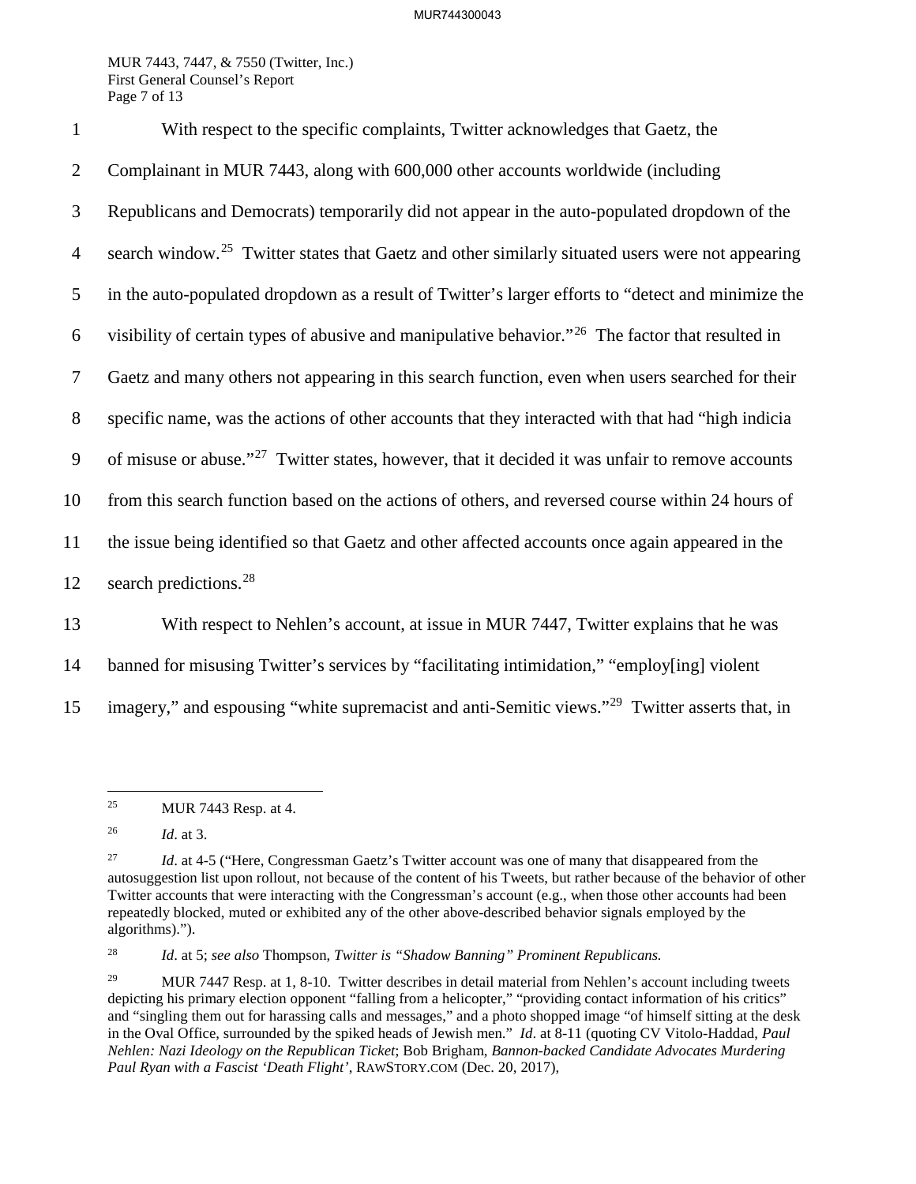With respect to the specific complaints, Twitter acknowledges that Gaetz, the Complainant in MUR 7443, along with 600,000 other accounts worldwide (including Republicans and Democrats) temporarily did not appear in the auto-populated dropdown of the search window.[25] Twitter states that Gaetz and other similarly situated users were not appearing in the auto-populated dropdown as a result of Twitter's larger efforts to "detect and minimize the visibility of certain types of abusive and manipulative behavior."[26] The factor that resulted in Gaetz and many others not appearing in this search function, even when users searched for their specific name, was the actions of other accounts that they interacted with that had "high indicia of misuse or abuse."[27] Twitter states, however, that it decided it was unfair to remove accounts from this search function based on the actions of others, and reversed course within 24 hours of the issue being identified so that Gaetz and other affected accounts once again appeared in the search predictions.[28]

With respect to Nehlen's account, at issue in MUR 7447, Twitter explains that he was banned for misusing Twitter's services by "facilitating intimidation," "employ[ing] violent imagery," and espousing "white supremacist and anti-Semitic views."[29] Twitter asserts that, in

---

[25] MUR 7443 Resp. at 4.

[26] *Id*. at 3.

[27] *Id*. at 4-5 ("Here, Congressman Gaetz's Twitter account was one of many that disappeared from the autosuggestion list upon rollout, not because of the content of his Tweets, but rather because of the behavior of other Twitter accounts that were interacting with the Congressman's account (e.g., when those other accounts had been repeatedly blocked, muted or exhibited any of the other above-described behavior signals employed by the algorithms).").

[28] *Id*. at 5; *see also* Thompson, *Twitter is "Shadow Banning" Prominent Republicans.*

[29] MUR 7447 Resp. at 1, 8-10. Twitter describes in detail material from Nehlen's account including tweets depicting his primary election opponent "falling from a helicopter," "providing contact information of his critics" and "singling them out for harassing calls and messages," and a photo shopped image "of himself sitting at the desk in the Oval Office, surrounded by the spiked heads of Jewish men." *Id*. at 8-11 (quoting CV Vitolo-Haddad, *Paul Nehlen: Nazi Ideology on the Republican Ticket*; Bob Brigham, *Bannon-backed Candidate Advocates Murdering Paul Ryan with a Fascist 'Death Flight'*, RAWSTORY.COM (Dec. 20, 2017),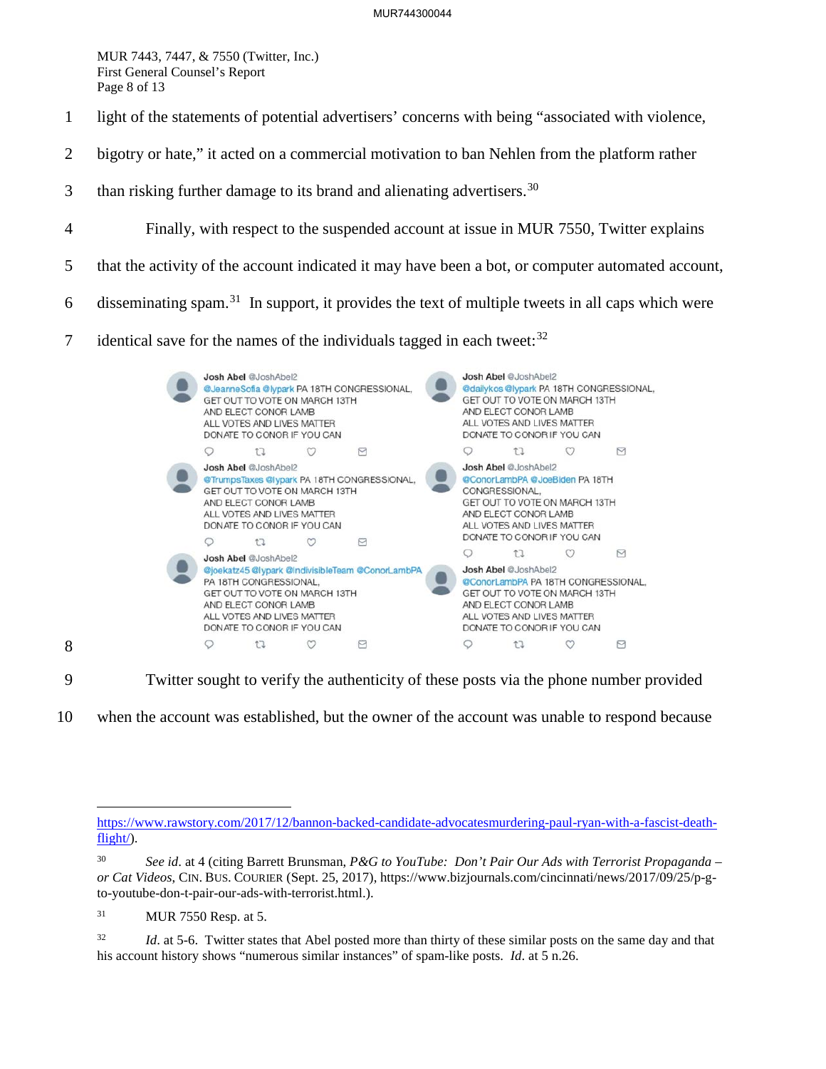light of the statements of potential advertisers' concerns with being "associated with violence, bigotry or hate," it acted on a commercial motivation to ban Nehlen from the platform rather than risking further damage to its brand and alienating advertisers.[30]

Finally, with respect to the suspended account at issue in MUR 7550, Twitter explains that the activity of the account indicated it may have been a bot, or computer automated account, disseminating spam.[31] In support, it provides the text of multiple tweets in all caps which were identical save for the names of the individuals tagged in each tweet:[32]

Josh Abel @JoshAbel2
@JeanneSofia @lypark PA 18TH CONGRESSIONAL, GET OUT TO VOTE ON MARCH 13TH AND ELECT CONOR LAMB ALL VOTES AND LIVES MATTER DONATE TO CONOR IF YOU CAN

Josh Abel @JoshAbel2
@TrumpsTaxes @lypark PA 18TH CONGRESSIONAL, GET OUT TO VOTE ON MARCH 13TH AND ELECT CONOR LAMB ALL VOTES AND LIVES MATTER DONATE TO CONOR IF YOU CAN

Josh Abel @JoshAbel2
@joekatz45 @lypark @IndivisibleTeam @ConorLambPA PA 18TH CONGRESSIONAL, GET OUT TO VOTE ON MARCH 13TH AND ELECT CONOR LAMB ALL VOTES AND LIVES MATTER DONATE TO CONOR IF YOU CAN

Josh Abel @JoshAbel2
@dailykos @lypark PA 18TH CONGRESSIONAL, GET OUT TO VOTE ON MARCH 13TH AND ELECT CONOR LAMB ALL VOTES AND LIVES MATTER DONATE TO CONOR IF YOU CAN

Josh Abel @JoshAbel2
@ConorLambPA @JoeBiden PA 18TH CONGRESSIONAL, GET OUT TO VOTE ON MARCH 13TH AND ELECT CONOR LAMB ALL VOTES AND LIVES MATTER DONATE TO CONOR IF YOU CAN

Josh Abel @JoshAbel2
@ConorLambPA PA 18TH CONGRESSIONAL, GET OUT TO VOTE ON MARCH 13TH AND ELECT CONOR LAMB ALL VOTES AND LIVES MATTER DONATE TO CONOR IF YOU CAN

Twitter sought to verify the authenticity of these posts via the phone number provided when the account was established, but the owner of the account was unable to respond because

---

https://www.rawstory.com/2017/12/bannon-backed-candidate-advocatesmurdering-paul-ryan-with-a-fascist-death-flight/).

[30] *See id.* at 4 (citing Barrett Brunsman, *P&G to YouTube: Don't Pair Our Ads with Terrorist Propaganda – or Cat Videos*, CIN. BUS. COURIER (Sept. 25, 2017), https://www.bizjournals.com/cincinnati/news/2017/09/25/p-g-to-youtube-don-t-pair-our-ads-with-terrorist.html.).

[31] MUR 7550 Resp. at 5.

[32] *Id.* at 5-6. Twitter states that Abel posted more than thirty of these similar posts on the same day and that his account history shows "numerous similar instances" of spam-like posts. *Id.* at 5 n.26.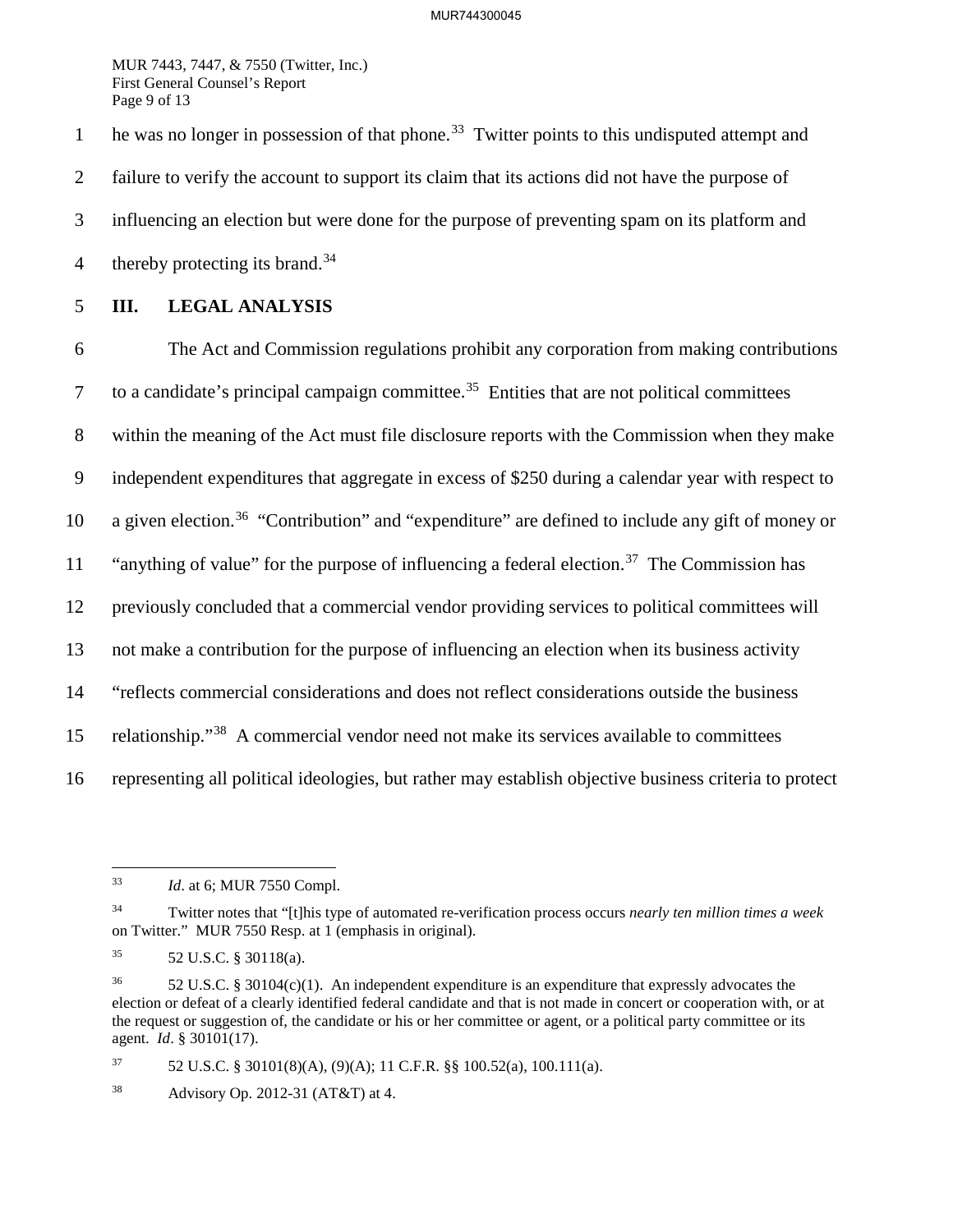he was no longer in possession of that phone.[33] Twitter points to this undisputed attempt and failure to verify the account to support its claim that its actions did not have the purpose of influencing an election but were done for the purpose of preventing spam on its platform and thereby protecting its brand.[34]

## III. LEGAL ANALYSIS

The Act and Commission regulations prohibit any corporation from making contributions to a candidate's principal campaign committee.[35] Entities that are not political committees within the meaning of the Act must file disclosure reports with the Commission when they make independent expenditures that aggregate in excess of $250 during a calendar year with respect to a given election.[36] "Contribution" and "expenditure" are defined to include any gift of money or "anything of value" for the purpose of influencing a federal election.[37] The Commission has previously concluded that a commercial vendor providing services to political committees will not make a contribution for the purpose of influencing an election when its business activity "reflects commercial considerations and does not reflect considerations outside the business relationship."[38] A commercial vendor need not make its services available to committees representing all political ideologies, but rather may establish objective business criteria to protect

---

[33] *Id*. at 6; MUR 7550 Compl.

[34] Twitter notes that "[t]his type of automated re-verification process occurs *nearly ten million times a week* on Twitter." MUR 7550 Resp. at 1 (emphasis in original).

[35] 52 U.S.C. § 30118(a).

[36] 52 U.S.C. § 30104(c)(1). An independent expenditure is an expenditure that expressly advocates the election or defeat of a clearly identified federal candidate and that is not made in concert or cooperation with, or at the request or suggestion of, the candidate or his or her committee or agent, or a political party committee or its agent. *Id*. § 30101(17).

[37] 52 U.S.C. § 30101(8)(A), (9)(A); 11 C.F.R. §§ 100.52(a), 100.111(a).

[38] Advisory Op. 2012-31 (AT&T) at 4.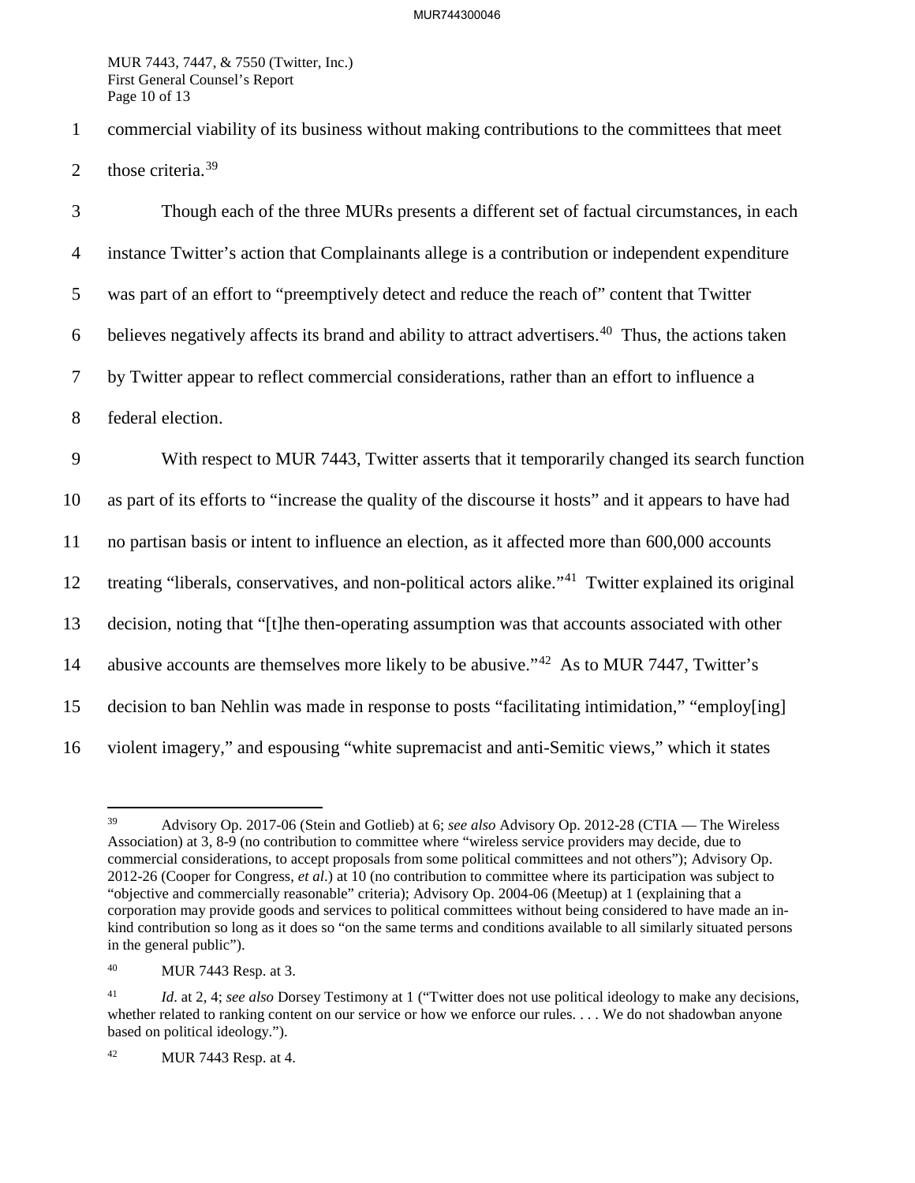commercial viability of its business without making contributions to the committees that meet those criteria.[39]

Though each of the three MURs presents a different set of factual circumstances, in each instance Twitter's action that Complainants allege is a contribution or independent expenditure was part of an effort to "preemptively detect and reduce the reach of" content that Twitter believes negatively affects its brand and ability to attract advertisers.[40] Thus, the actions taken by Twitter appear to reflect commercial considerations, rather than an effort to influence a federal election.

With respect to MUR 7443, Twitter asserts that it temporarily changed its search function as part of its efforts to "increase the quality of the discourse it hosts" and it appears to have had no partisan basis or intent to influence an election, as it affected more than 600,000 accounts treating "liberals, conservatives, and non-political actors alike."[41] Twitter explained its original decision, noting that "[t]he then-operating assumption was that accounts associated with other abusive accounts are themselves more likely to be abusive."[42] As to MUR 7447, Twitter's decision to ban Nehlin was made in response to posts "facilitating intimidation," "employ[ing] violent imagery," and espousing "white supremacist and anti-Semitic views," which it states

---

[39] Advisory Op. 2017-06 (Stein and Gotlieb) at 6; *see also* Advisory Op. 2012-28 (CTIA — The Wireless Association) at 3, 8-9 (no contribution to committee where "wireless service providers may decide, due to commercial considerations, to accept proposals from some political committees and not others"); Advisory Op. 2012-26 (Cooper for Congress, *et al*.) at 10 (no contribution to committee where its participation was subject to "objective and commercially reasonable" criteria); Advisory Op. 2004-06 (Meetup) at 1 (explaining that a corporation may provide goods and services to political committees without being considered to have made an in-kind contribution so long as it does so "on the same terms and conditions available to all similarly situated persons in the general public").

[40] MUR 7443 Resp. at 3.

[41] *Id*. at 2, 4; *see also* Dorsey Testimony at 1 ("Twitter does not use political ideology to make any decisions, whether related to ranking content on our service or how we enforce our rules. . . . We do not shadowban anyone based on political ideology.").

[42] MUR 7443 Resp. at 4.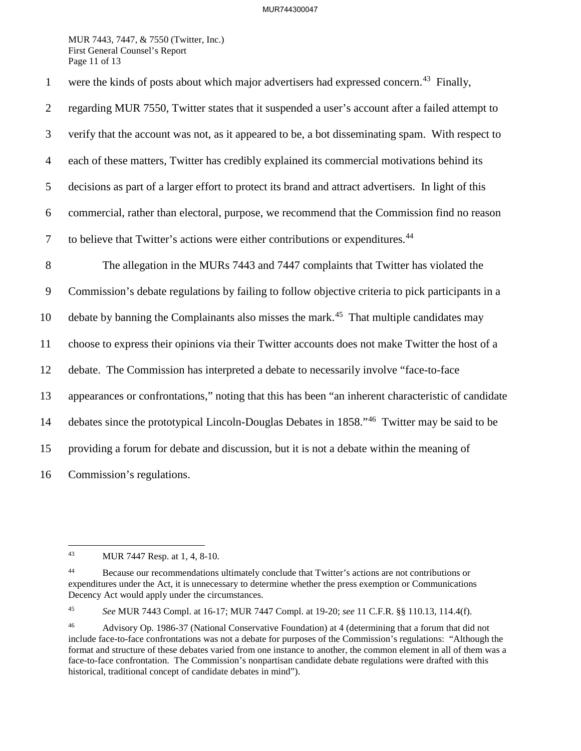were the kinds of posts about which major advertisers had expressed concern.[43] Finally, regarding MUR 7550, Twitter states that it suspended a user's account after a failed attempt to verify that the account was not, as it appeared to be, a bot disseminating spam. With respect to each of these matters, Twitter has credibly explained its commercial motivations behind its decisions as part of a larger effort to protect its brand and attract advertisers. In light of this commercial, rather than electoral, purpose, we recommend that the Commission find no reason to believe that Twitter's actions were either contributions or expenditures.[44]

The allegation in the MURs 7443 and 7447 complaints that Twitter has violated the Commission's debate regulations by failing to follow objective criteria to pick participants in a debate by banning the Complainants also misses the mark.[45] That multiple candidates may choose to express their opinions via their Twitter accounts does not make Twitter the host of a debate. The Commission has interpreted a debate to necessarily involve "face-to-face appearances or confrontations," noting that this has been "an inherent characteristic of candidate debates since the prototypical Lincoln-Douglas Debates in 1858."[46] Twitter may be said to be providing a forum for debate and discussion, but it is not a debate within the meaning of Commission's regulations.

---

[43] MUR 7447 Resp. at 1, 4, 8-10.

[44] Because our recommendations ultimately conclude that Twitter's actions are not contributions or expenditures under the Act, it is unnecessary to determine whether the press exemption or Communications Decency Act would apply under the circumstances.

[45] *See* MUR 7443 Compl. at 16-17; MUR 7447 Compl. at 19-20; *see* 11 C.F.R. §§ 110.13, 114.4(f).

[46] Advisory Op. 1986-37 (National Conservative Foundation) at 4 (determining that a forum that did not include face-to-face confrontations was not a debate for purposes of the Commission's regulations: "Although the format and structure of these debates varied from one instance to another, the common element in all of them was a face-to-face confrontation. The Commission's nonpartisan candidate debate regulations were drafted with this historical, traditional concept of candidate debates in mind").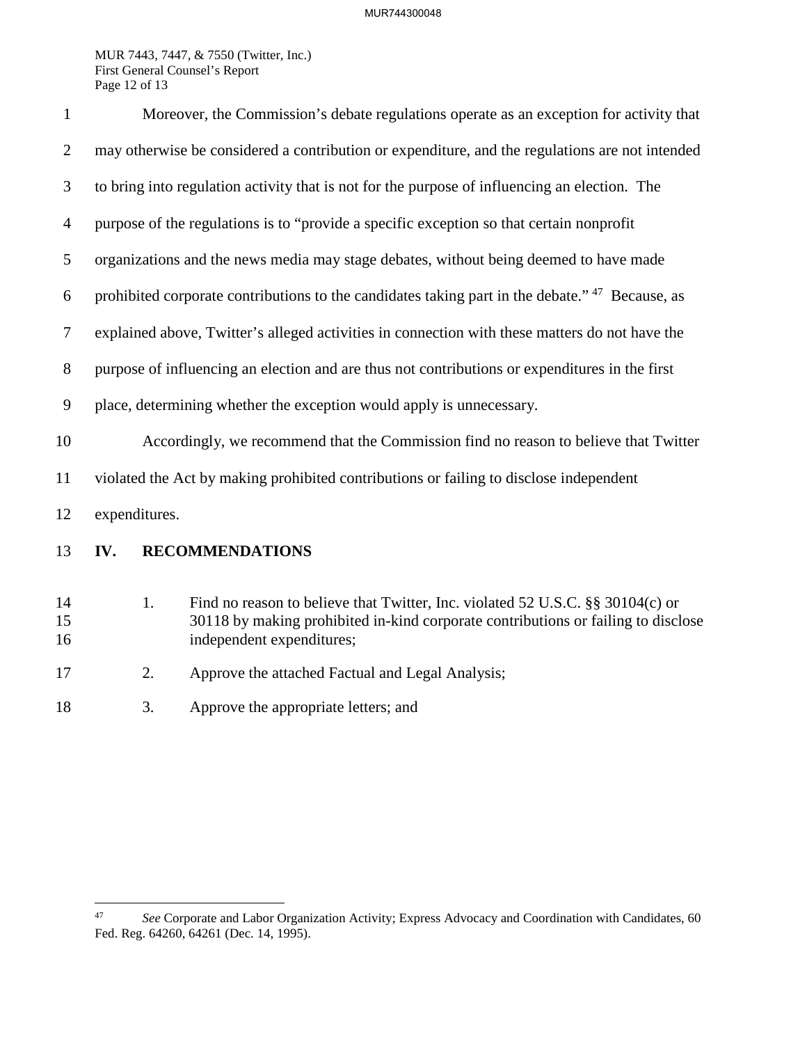Moreover, the Commission's debate regulations operate as an exception for activity that may otherwise be considered a contribution or expenditure, and the regulations are not intended to bring into regulation activity that is not for the purpose of influencing an election. The purpose of the regulations is to "provide a specific exception so that certain nonprofit organizations and the news media may stage debates, without being deemed to have made prohibited corporate contributions to the candidates taking part in the debate."[47] Because, as explained above, Twitter's alleged activities in connection with these matters do not have the purpose of influencing an election and are thus not contributions or expenditures in the first place, determining whether the exception would apply is unnecessary.

Accordingly, we recommend that the Commission find no reason to believe that Twitter violated the Act by making prohibited contributions or failing to disclose independent expenditures.

## IV. RECOMMENDATIONS

1. Find no reason to believe that Twitter, Inc. violated 52 U.S.C. §§ 30104(c) or 30118 by making prohibited in-kind corporate contributions or failing to disclose independent expenditures;

2. Approve the attached Factual and Legal Analysis;

3. Approve the appropriate letters; and

---

[47] *See* Corporate and Labor Organization Activity; Express Advocacy and Coordination with Candidates, 60 Fed. Reg. 64260, 64261 (Dec. 14, 1995).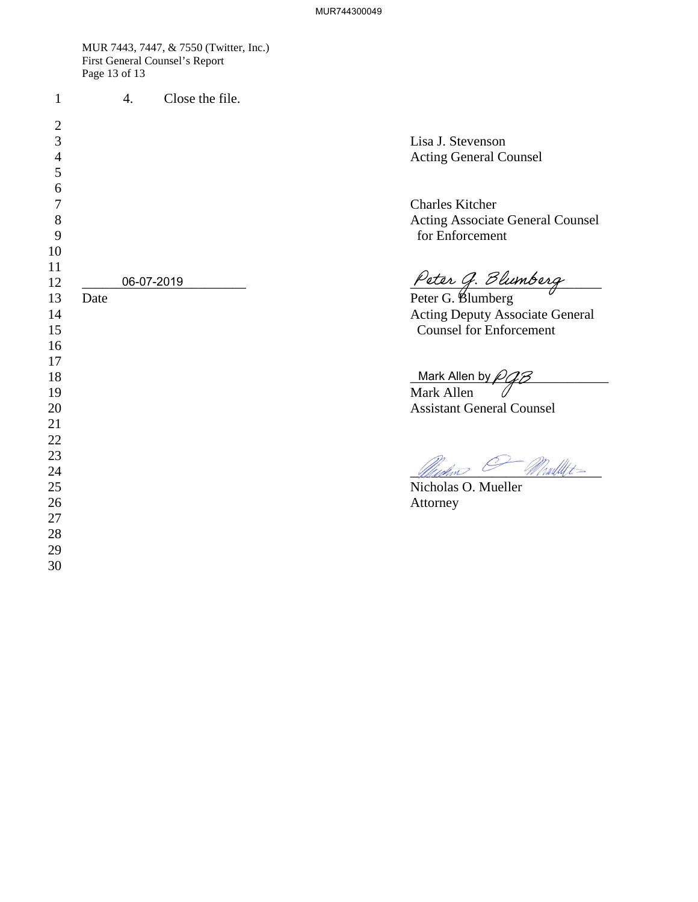4. Close the file.

Lisa J. Stevenson
Acting General Counsel

Charles Kitcher
Acting Associate General Counsel
for Enforcement

06-07-2019
Date

Peter G. Blumberg
Peter G. Blumberg
Acting Deputy Associate General
Counsel for Enforcement

Mark Allen by PGB
Mark Allen
Assistant General Counsel

Nicholas O. Mueller
Attorney